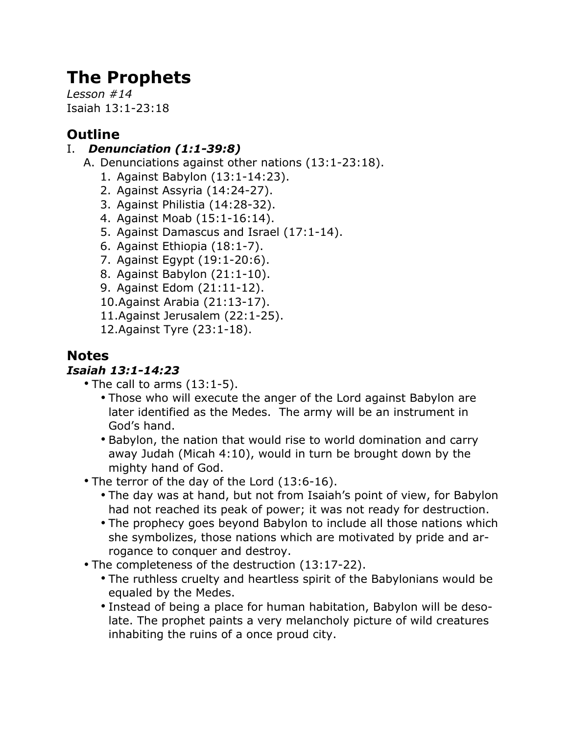# The Prophets

*Lesson #14*
Isaiah 13:1-23:18

## Outline

I. ***Denunciation (1:1-39:8)***
   A. Denunciations against other nations (13:1-23:18).
      1. Against Babylon (13:1-14:23).
      2. Against Assyria (14:24-27).
      3. Against Philistia (14:28-32).
      4. Against Moab (15:1-16:14).
      5. Against Damascus and Israel (17:1-14).
      6. Against Ethiopia (18:1-7).
      7. Against Egypt (19:1-20:6).
      8. Against Babylon (21:1-10).
      9. Against Edom (21:11-12).
      10. Against Arabia (21:13-17).
      11. Against Jerusalem (22:1-25).
      12. Against Tyre (23:1-18).

## Notes

### *Isaiah 13:1-14:23*

- The call to arms (13:1-5).
  - Those who will execute the anger of the Lord against Babylon are later identified as the Medes. The army will be an instrument in God's hand.
  - Babylon, the nation that would rise to world domination and carry away Judah (Micah 4:10), would in turn be brought down by the mighty hand of God.
- The terror of the day of the Lord (13:6-16).
  - The day was at hand, but not from Isaiah's point of view, for Babylon had not reached its peak of power; it was not ready for destruction.
  - The prophecy goes beyond Babylon to include all those nations which she symbolizes, those nations which are motivated by pride and arrogance to conquer and destroy.
- The completeness of the destruction (13:17-22).
  - The ruthless cruelty and heartless spirit of the Babylonians would be equaled by the Medes.
  - Instead of being a place for human habitation, Babylon will be desolate. The prophet paints a very melancholy picture of wild creatures inhabiting the ruins of a once proud city.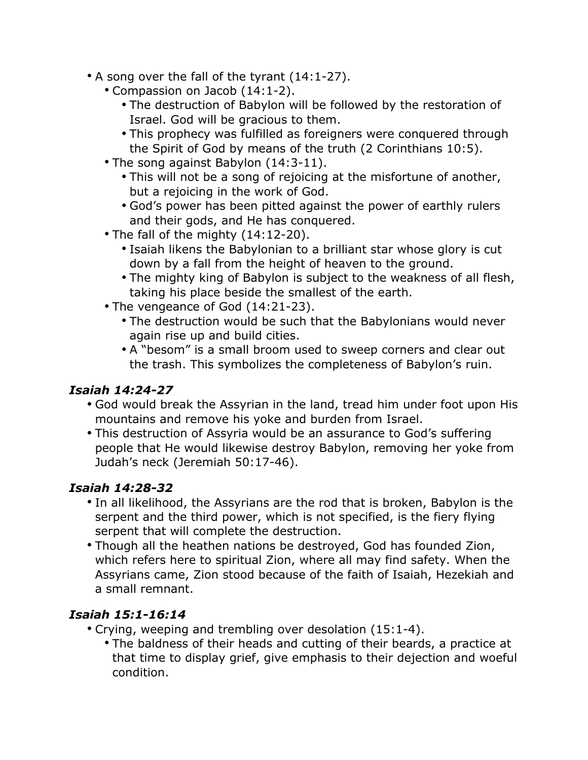- A song over the fall of the tyrant (14:1-27).
  - Compassion on Jacob (14:1-2).
    - The destruction of Babylon will be followed by the restoration of Israel. God will be gracious to them.
    - This prophecy was fulfilled as foreigners were conquered through the Spirit of God by means of the truth (2 Corinthians 10:5).
  - The song against Babylon (14:3-11).
    - This will not be a song of rejoicing at the misfortune of another, but a rejoicing in the work of God.
    - God's power has been pitted against the power of earthly rulers and their gods, and He has conquered.
  - The fall of the mighty (14:12-20).
    - Isaiah likens the Babylonian to a brilliant star whose glory is cut down by a fall from the height of heaven to the ground.
    - The mighty king of Babylon is subject to the weakness of all flesh, taking his place beside the smallest of the earth.
  - The vengeance of God (14:21-23).
    - The destruction would be such that the Babylonians would never again rise up and build cities.
    - A "besom" is a small broom used to sweep corners and clear out the trash. This symbolizes the completeness of Babylon's ruin.

### *Isaiah 14:24-27*

- God would break the Assyrian in the land, tread him under foot upon His mountains and remove his yoke and burden from Israel.
- This destruction of Assyria would be an assurance to God's suffering people that He would likewise destroy Babylon, removing her yoke from Judah's neck (Jeremiah 50:17-46).

### *Isaiah 14:28-32*

- In all likelihood, the Assyrians are the rod that is broken, Babylon is the serpent and the third power, which is not specified, is the fiery flying serpent that will complete the destruction.
- Though all the heathen nations be destroyed, God has founded Zion, which refers here to spiritual Zion, where all may find safety. When the Assyrians came, Zion stood because of the faith of Isaiah, Hezekiah and a small remnant.

### *Isaiah 15:1-16:14*

- Crying, weeping and trembling over desolation (15:1-4).
  - The baldness of their heads and cutting of their beards, a practice at that time to display grief, give emphasis to their dejection and woeful condition.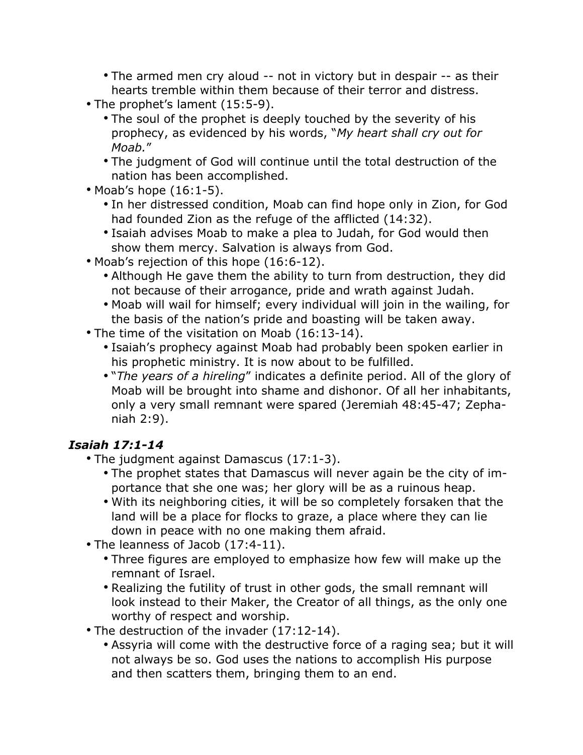- The armed men cry aloud -- not in victory but in despair -- as their hearts tremble within them because of their terror and distress.
- The prophet's lament (15:5-9).
    - The soul of the prophet is deeply touched by the severity of his prophecy, as evidenced by his words, "*My heart shall cry out for Moab.*"
    - The judgment of God will continue until the total destruction of the nation has been accomplished.
- Moab's hope (16:1-5).
    - In her distressed condition, Moab can find hope only in Zion, for God had founded Zion as the refuge of the afflicted (14:32).
    - Isaiah advises Moab to make a plea to Judah, for God would then show them mercy. Salvation is always from God.
- Moab's rejection of this hope (16:6-12).
    - Although He gave them the ability to turn from destruction, they did not because of their arrogance, pride and wrath against Judah.
    - Moab will wail for himself; every individual will join in the wailing, for the basis of the nation's pride and boasting will be taken away.
- The time of the visitation on Moab (16:13-14).
    - Isaiah's prophecy against Moab had probably been spoken earlier in his prophetic ministry. It is now about to be fulfilled.
    - "*The years of a hireling*" indicates a definite period. All of the glory of Moab will be brought into shame and dishonor. Of all her inhabitants, only a very small remnant were spared (Jeremiah 48:45-47; Zephaniah 2:9).

### *Isaiah 17:1-14*

- The judgment against Damascus (17:1-3).
    - The prophet states that Damascus will never again be the city of importance that she one was; her glory will be as a ruinous heap.
    - With its neighboring cities, it will be so completely forsaken that the land will be a place for flocks to graze, a place where they can lie down in peace with no one making them afraid.
- The leanness of Jacob (17:4-11).
    - Three figures are employed to emphasize how few will make up the remnant of Israel.
    - Realizing the futility of trust in other gods, the small remnant will look instead to their Maker, the Creator of all things, as the only one worthy of respect and worship.
- The destruction of the invader (17:12-14).
    - Assyria will come with the destructive force of a raging sea; but it will not always be so. God uses the nations to accomplish His purpose and then scatters them, bringing them to an end.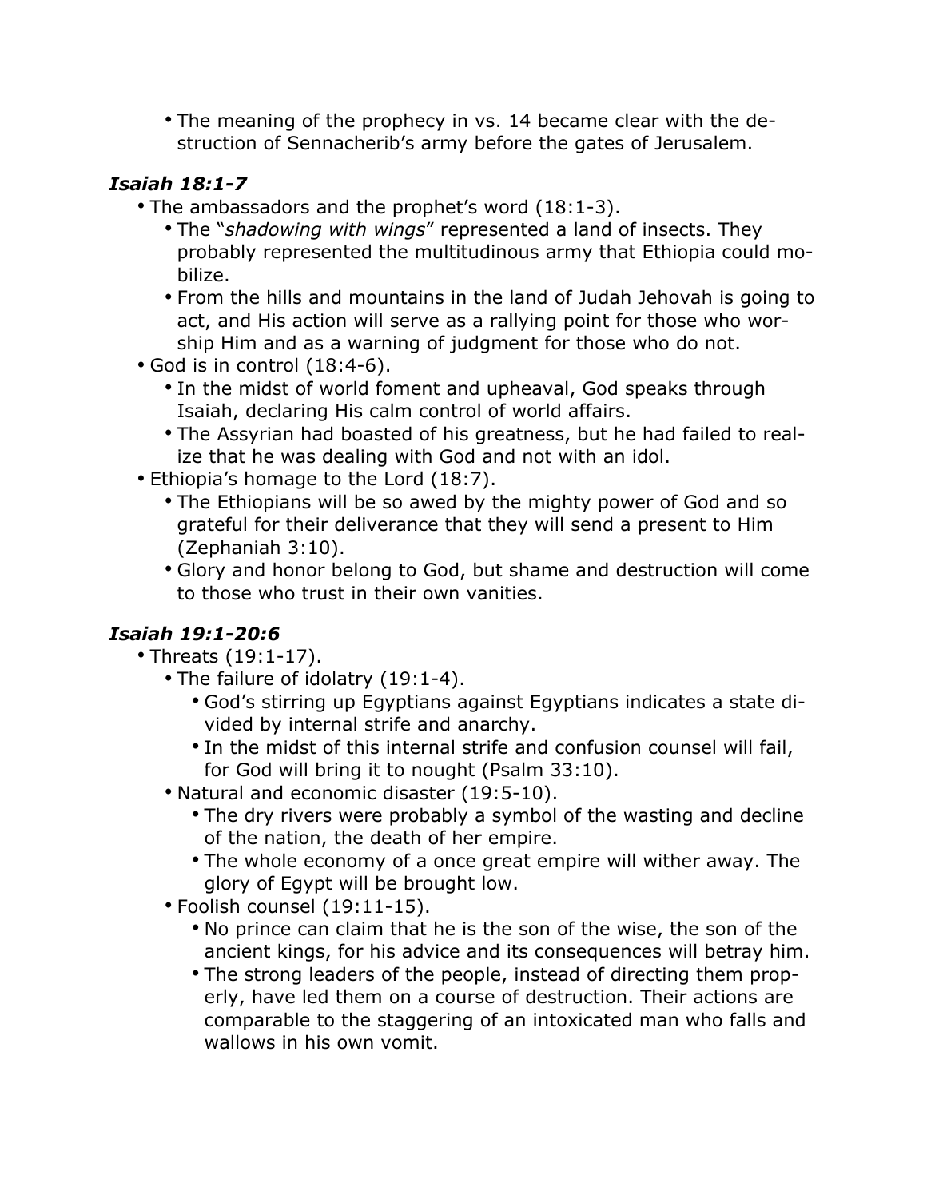- The meaning of the prophecy in vs. 14 became clear with the destruction of Sennacherib's army before the gates of Jerusalem.

### *Isaiah 18:1-7*

- The ambassadors and the prophet's word (18:1-3).
  - The "*shadowing with wings*" represented a land of insects. They probably represented the multitudinous army that Ethiopia could mobilize.
  - From the hills and mountains in the land of Judah Jehovah is going to act, and His action will serve as a rallying point for those who worship Him and as a warning of judgment for those who do not.
- God is in control (18:4-6).
  - In the midst of world foment and upheaval, God speaks through Isaiah, declaring His calm control of world affairs.
  - The Assyrian had boasted of his greatness, but he had failed to realize that he was dealing with God and not with an idol.
- Ethiopia's homage to the Lord (18:7).
  - The Ethiopians will be so awed by the mighty power of God and so grateful for their deliverance that they will send a present to Him (Zephaniah 3:10).
  - Glory and honor belong to God, but shame and destruction will come to those who trust in their own vanities.

### *Isaiah 19:1-20:6*

- Threats (19:1-17).
  - The failure of idolatry (19:1-4).
    - God's stirring up Egyptians against Egyptians indicates a state divided by internal strife and anarchy.
    - In the midst of this internal strife and confusion counsel will fail, for God will bring it to nought (Psalm 33:10).
  - Natural and economic disaster (19:5-10).
    - The dry rivers were probably a symbol of the wasting and decline of the nation, the death of her empire.
    - The whole economy of a once great empire will wither away. The glory of Egypt will be brought low.
  - Foolish counsel (19:11-15).
    - No prince can claim that he is the son of the wise, the son of the ancient kings, for his advice and its consequences will betray him.
    - The strong leaders of the people, instead of directing them properly, have led them on a course of destruction. Their actions are comparable to the staggering of an intoxicated man who falls and wallows in his own vomit.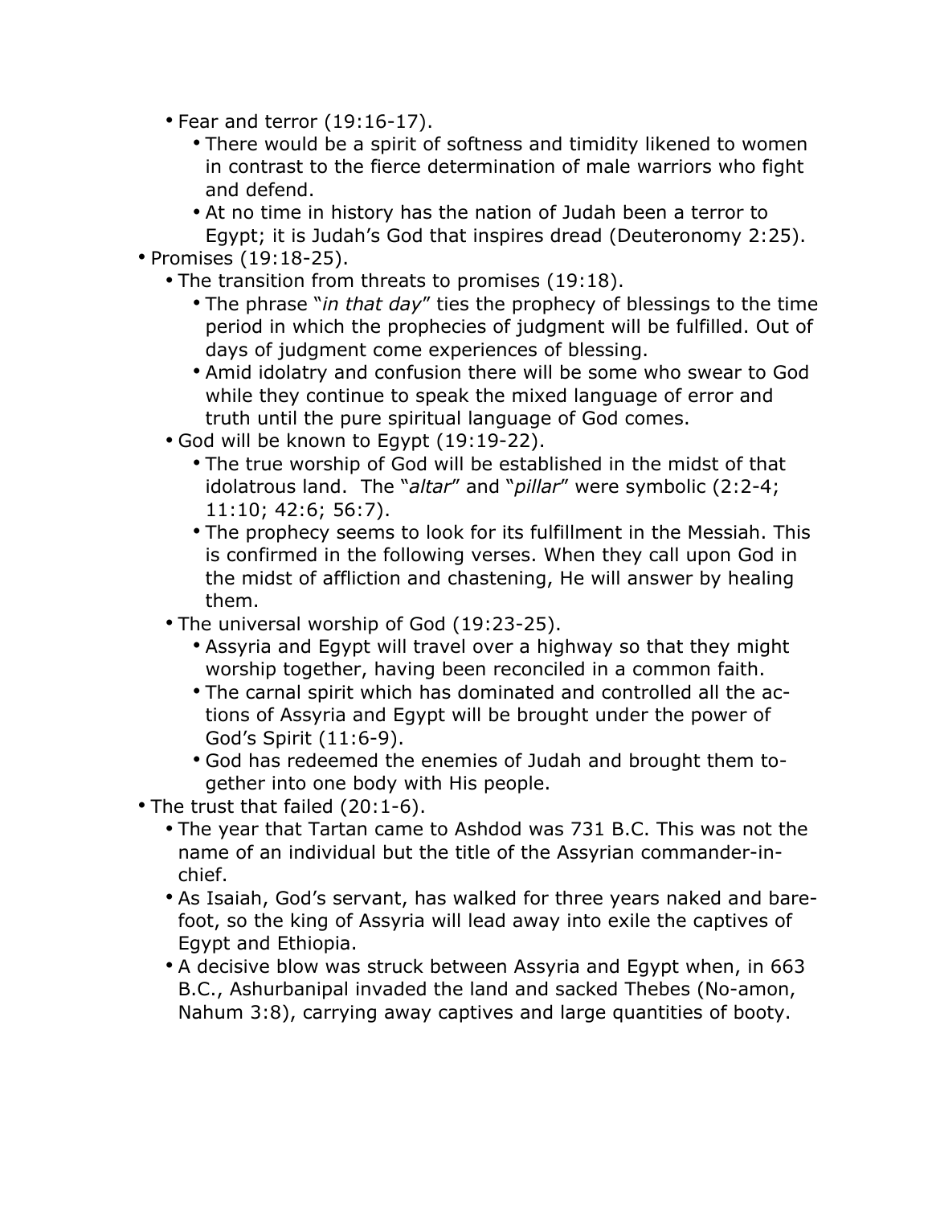- Fear and terror (19:16-17).
    - There would be a spirit of softness and timidity likened to women in contrast to the fierce determination of male warriors who fight and defend.
    - At no time in history has the nation of Judah been a terror to Egypt; it is Judah's God that inspires dread (Deuteronomy 2:25).
- Promises (19:18-25).
    - The transition from threats to promises (19:18).
        - The phrase "*in that day*" ties the prophecy of blessings to the time period in which the prophecies of judgment will be fulfilled. Out of days of judgment come experiences of blessing.
        - Amid idolatry and confusion there will be some who swear to God while they continue to speak the mixed language of error and truth until the pure spiritual language of God comes.
    - God will be known to Egypt (19:19-22).
        - The true worship of God will be established in the midst of that idolatrous land. The "*altar*" and "*pillar*" were symbolic (2:2-4; 11:10; 42:6; 56:7).
        - The prophecy seems to look for its fulfillment in the Messiah. This is confirmed in the following verses. When they call upon God in the midst of affliction and chastening, He will answer by healing them.
    - The universal worship of God (19:23-25).
        - Assyria and Egypt will travel over a highway so that they might worship together, having been reconciled in a common faith.
        - The carnal spirit which has dominated and controlled all the actions of Assyria and Egypt will be brought under the power of God's Spirit (11:6-9).
        - God has redeemed the enemies of Judah and brought them together into one body with His people.
- The trust that failed (20:1-6).
    - The year that Tartan came to Ashdod was 731 B.C. This was not the name of an individual but the title of the Assyrian commander-in-chief.
    - As Isaiah, God's servant, has walked for three years naked and barefoot, so the king of Assyria will lead away into exile the captives of Egypt and Ethiopia.
    - A decisive blow was struck between Assyria and Egypt when, in 663 B.C., Ashurbanipal invaded the land and sacked Thebes (No-amon, Nahum 3:8), carrying away captives and large quantities of booty.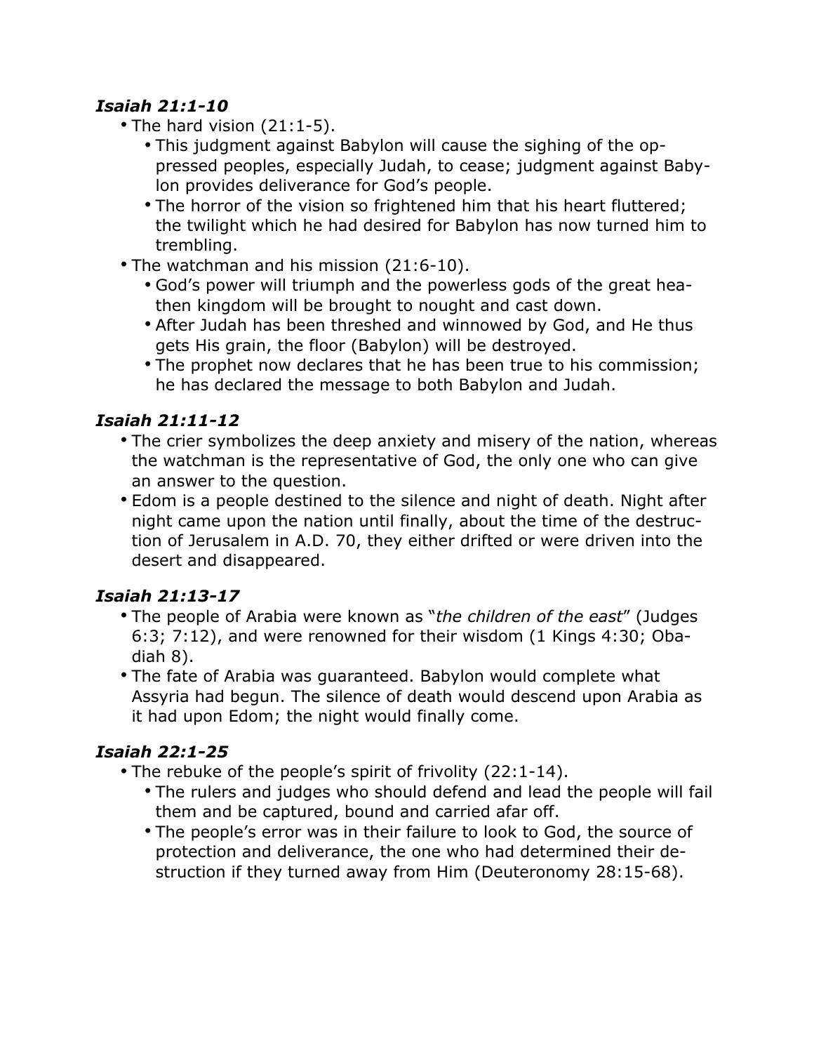***Isaiah 21:1-10***

- The hard vision (21:1-5).
  - This judgment against Babylon will cause the sighing of the oppressed peoples, especially Judah, to cease; judgment against Babylon provides deliverance for God's people.
  - The horror of the vision so frightened him that his heart fluttered; the twilight which he had desired for Babylon has now turned him to trembling.
- The watchman and his mission (21:6-10).
  - God's power will triumph and the powerless gods of the great heathen kingdom will be brought to nought and cast down.
  - After Judah has been threshed and winnowed by God, and He thus gets His grain, the floor (Babylon) will be destroyed.
  - The prophet now declares that he has been true to his commission; he has declared the message to both Babylon and Judah.

***Isaiah 21:11-12***

- The crier symbolizes the deep anxiety and misery of the nation, whereas the watchman is the representative of God, the only one who can give an answer to the question.
- Edom is a people destined to the silence and night of death. Night after night came upon the nation until finally, about the time of the destruction of Jerusalem in A.D. 70, they either drifted or were driven into the desert and disappeared.

***Isaiah 21:13-17***

- The people of Arabia were known as "*the children of the east*" (Judges 6:3; 7:12), and were renowned for their wisdom (1 Kings 4:30; Obadiah 8).
- The fate of Arabia was guaranteed. Babylon would complete what Assyria had begun. The silence of death would descend upon Arabia as it had upon Edom; the night would finally come.

***Isaiah 22:1-25***

- The rebuke of the people's spirit of frivolity (22:1-14).
  - The rulers and judges who should defend and lead the people will fail them and be captured, bound and carried afar off.
  - The people's error was in their failure to look to God, the source of protection and deliverance, the one who had determined their destruction if they turned away from Him (Deuteronomy 28:15-68).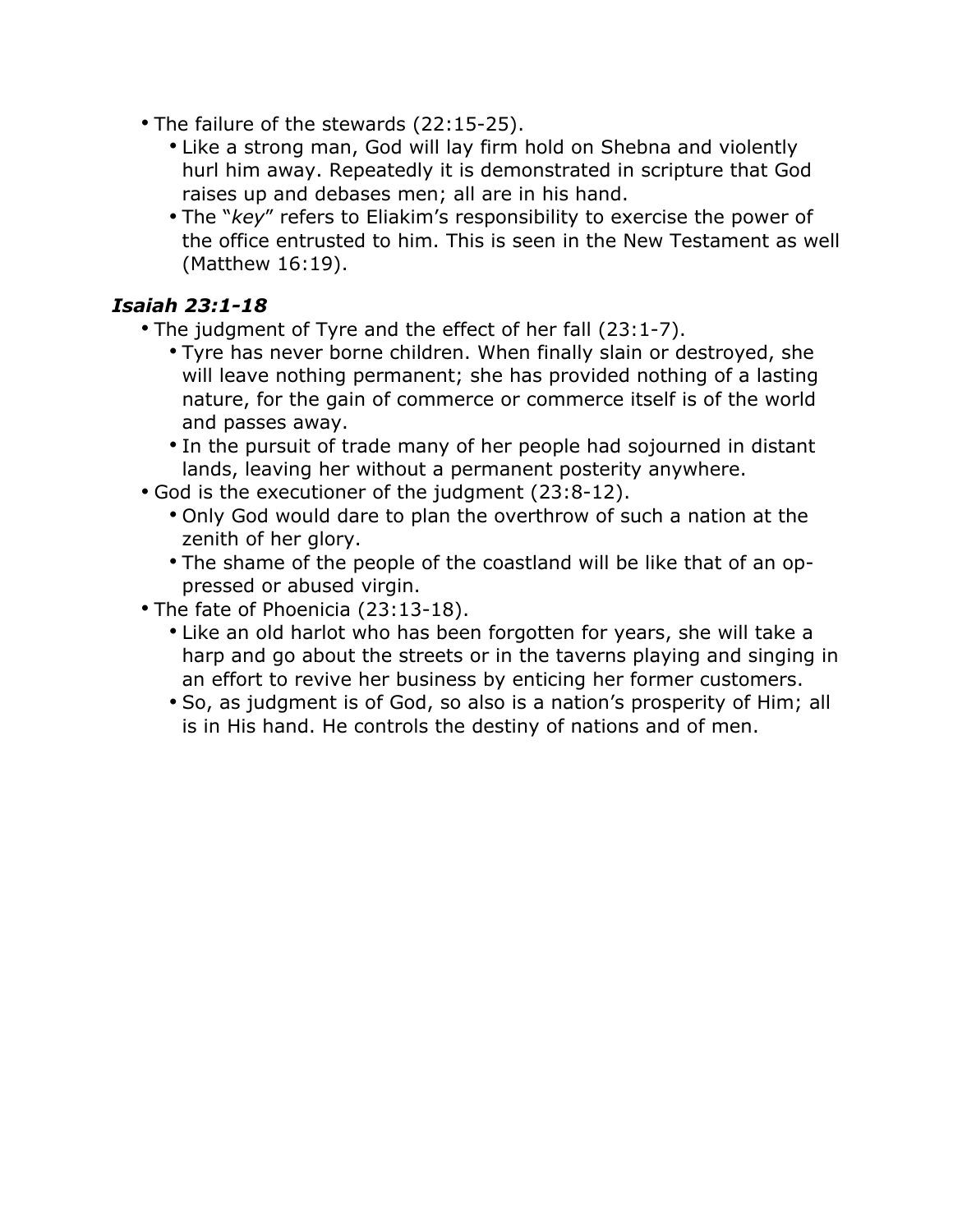- The failure of the stewards (22:15-25).
  - Like a strong man, God will lay firm hold on Shebna and violently hurl him away. Repeatedly it is demonstrated in scripture that God raises up and debases men; all are in his hand.
  - The "*key*" refers to Eliakim's responsibility to exercise the power of the office entrusted to him. This is seen in the New Testament as well (Matthew 16:19).

### *Isaiah 23:1-18*

- The judgment of Tyre and the effect of her fall (23:1-7).
  - Tyre has never borne children. When finally slain or destroyed, she will leave nothing permanent; she has provided nothing of a lasting nature, for the gain of commerce or commerce itself is of the world and passes away.
  - In the pursuit of trade many of her people had sojourned in distant lands, leaving her without a permanent posterity anywhere.
- God is the executioner of the judgment (23:8-12).
  - Only God would dare to plan the overthrow of such a nation at the zenith of her glory.
  - The shame of the people of the coastland will be like that of an oppressed or abused virgin.
- The fate of Phoenicia (23:13-18).
  - Like an old harlot who has been forgotten for years, she will take a harp and go about the streets or in the taverns playing and singing in an effort to revive her business by enticing her former customers.
  - So, as judgment is of God, so also is a nation's prosperity of Him; all is in His hand. He controls the destiny of nations and of men.